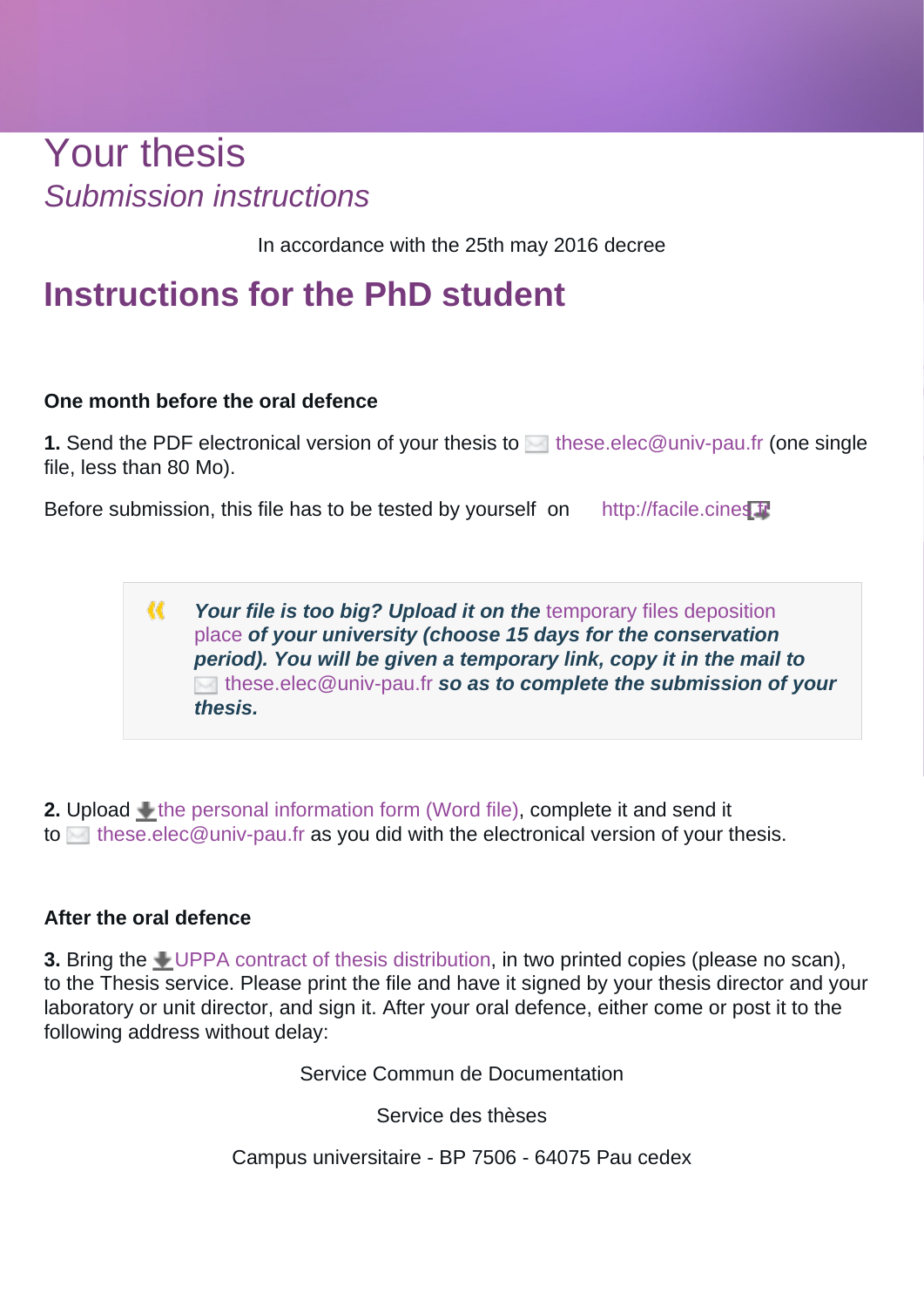# Your thesis

## *Submission instructions*

In accordance with the 25th may 2016 decree

## Instructions for the PhD student

### One month before the oral defence

**1.** Send the PDF electronical version of your thesis to these.elec@univ-pau.fr (one single file, less than 80 Mo).

Before submission, this file has to be tested by yourself on http://facile.cines.fr

> ***Your file is too big? Upload it on the*** temporary files deposition place ***of your university (choose 15 days for the conservation period). You will be given a temporary link, copy it in the mail to*** these.elec@univ-pau.fr ***so as to complete the submission of your thesis.***

**2.** Upload the personal information form (Word file), complete it and send it to these.elec@univ-pau.fr as you did with the electronical version of your thesis.

### After the oral defence

**3.** Bring the UPPA contract of thesis distribution, in two printed copies (please no scan), to the Thesis service. Please print the file and have it signed by your thesis director and your laboratory or unit director, and sign it. After your oral defence, either come or post it to the following address without delay:

Service Commun de Documentation

Service des thèses

Campus universitaire - BP 7506 - 64075 Pau cedex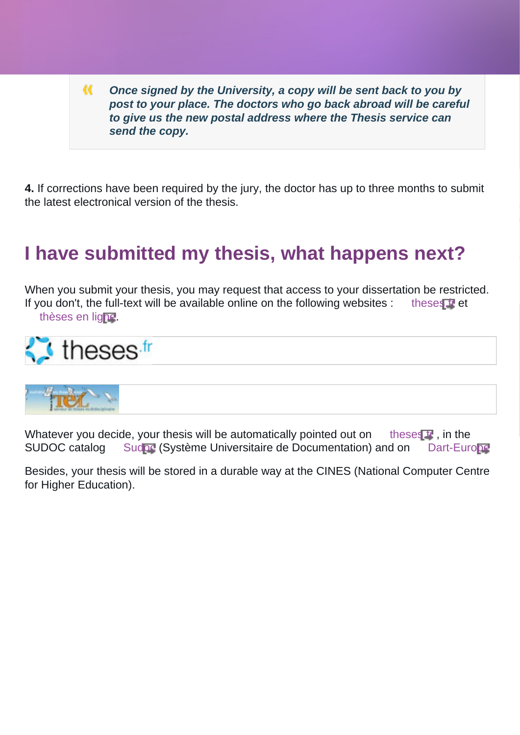> *Once signed by the University, a copy will be sent back to you by post to your place. The doctors who go back abroad will be careful to give us the new postal address where the Thesis service can send the copy.*

**4.** If corrections have been required by the jury, the doctor has up to three months to submit the latest electronical version of the thesis.

## I have submitted my thesis, what happens next?

When you submit your thesis, you may request that access to your dissertation be restricted. If you don't, the full-text will be available online on the following websites : theses.fr et thèses en ligne.

theses.fr

Whatever you decide, your thesis will be automatically pointed out on theses.fr , in the SUDOC catalog Sudoc (Système Universitaire de Documentation) and on Dart-Europe

Besides, your thesis will be stored in a durable way at the CINES (National Computer Centre for Higher Education).